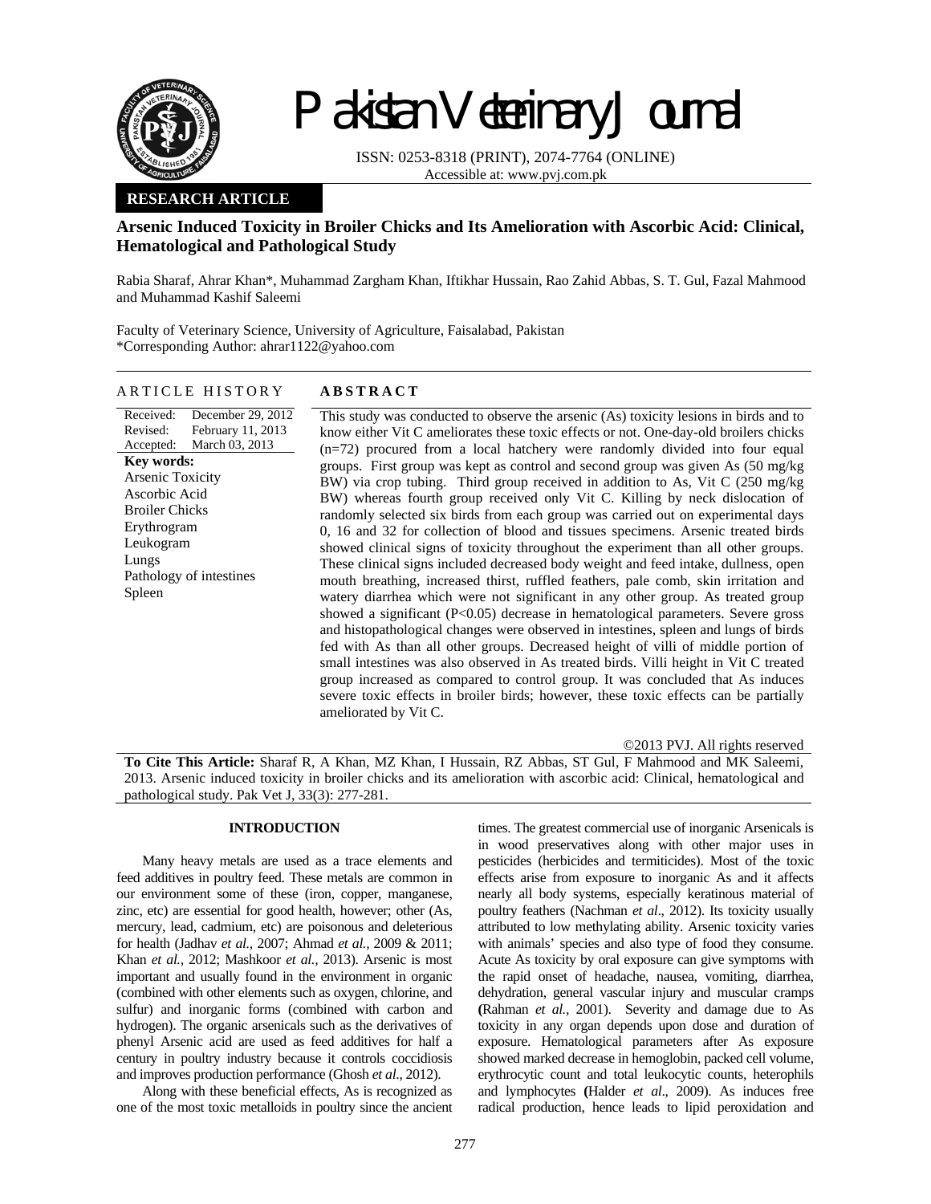# Pakistan Veterinary Journal

ISSN: 0253-8318 (PRINT), 2074-7764 (ONLINE)
Accessible at: www.pvj.com.pk

**RESEARCH ARTICLE**

## Arsenic Induced Toxicity in Broiler Chicks and Its Amelioration with Ascorbic Acid: Clinical, Hematological and Pathological Study

Rabia Sharaf, Ahrar Khan*, Muhammad Zargham Khan, Iftikhar Hussain, Rao Zahid Abbas, S. T. Gul, Fazal Mahmood and Muhammad Kashif Saleemi

Faculty of Veterinary Science, University of Agriculture, Faisalabad, Pakistan
*Corresponding Author: ahrar1122@yahoo.com

### ARTICLE HISTORY

Received: December 29, 2012
Revised: February 11, 2013
Accepted: March 03, 2013

**Key words:**
Arsenic Toxicity
Ascorbic Acid
Broiler Chicks
Erythrogram
Leukogram
Lungs
Pathology of intestines
Spleen

### ABSTRACT

This study was conducted to observe the arsenic (As) toxicity lesions in birds and to know either Vit C ameliorates these toxic effects or not. One-day-old broilers chicks (n=72) procured from a local hatchery were randomly divided into four equal groups. First group was kept as control and second group was given As (50 mg/kg BW) via crop tubing. Third group received in addition to As, Vit C (250 mg/kg BW) whereas fourth group received only Vit C. Killing by neck dislocation of randomly selected six birds from each group was carried out on experimental days 0, 16 and 32 for collection of blood and tissues specimens. Arsenic treated birds showed clinical signs of toxicity throughout the experiment than all other groups. These clinical signs included decreased body weight and feed intake, dullness, open mouth breathing, increased thirst, ruffled feathers, pale comb, skin irritation and watery diarrhea which were not significant in any other group. As treated group showed a significant ($P<0.05$) decrease in hematological parameters. Severe gross and histopathological changes were observed in intestines, spleen and lungs of birds fed with As than all other groups. Decreased height of villi of middle portion of small intestines was also observed in As treated birds. Villi height in Vit C treated group increased as compared to control group. It was concluded that As induces severe toxic effects in broiler birds; however, these toxic effects can be partially ameliorated by Vit C.

©2013 PVJ. All rights reserved

**To Cite This Article:** Sharaf R, A Khan, MZ Khan, I Hussain, RZ Abbas, ST Gul, F Mahmood and MK Saleemi, 2013. Arsenic induced toxicity in broiler chicks and its amelioration with ascorbic acid: Clinical, hematological and pathological study. Pak Vet J, 33(3): 277-281.

## INTRODUCTION

Many heavy metals are used as a trace elements and feed additives in poultry feed. These metals are common in our environment some of these (iron, copper, manganese, zinc, etc) are essential for good health, however; other (As, mercury, lead, cadmium, etc) are poisonous and deleterious for health (Jadhav *et al.,* 2007; Ahmad *et al.,* 2009 & 2011; Khan *et al.,* 2012; Mashkoor *et al.,* 2013). Arsenic is most important and usually found in the environment in organic (combined with other elements such as oxygen, chlorine, and sulfur) and inorganic forms (combined with carbon and hydrogen). The organic arsenicals such as the derivatives of phenyl Arsenic acid are used as feed additives for half a century in poultry industry because it controls coccidiosis and improves production performance (Ghosh *et al*., 2012).

Along with these beneficial effects, As is recognized as one of the most toxic metalloids in poultry since the ancient times. The greatest commercial use of inorganic Arsenicals is in wood preservatives along with other major uses in pesticides (herbicides and termiticides). Most of the toxic effects arise from exposure to inorganic As and it affects nearly all body systems, especially keratinous material of poultry feathers (Nachman *et al*., 2012). Its toxicity usually attributed to low methylating ability. Arsenic toxicity varies with animals' species and also type of food they consume. Acute As toxicity by oral exposure can give symptoms with the rapid onset of headache, nausea, vomiting, diarrhea, dehydration, general vascular injury and muscular cramps **(**Rahman *et al.,* 2001). Severity and damage due to As toxicity in any organ depends upon dose and duration of exposure. Hematological parameters after As exposure showed marked decrease in hemoglobin, packed cell volume, erythrocytic count and total leukocytic counts, heterophils and lymphocytes **(**Halder *et al*., 2009). As induces free radical production, hence leads to lipid peroxidation and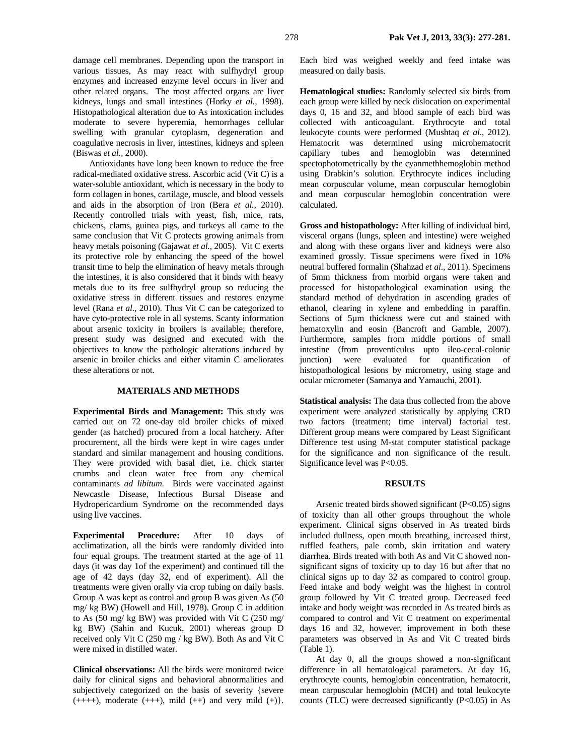damage cell membranes. Depending upon the transport in various tissues, As may react with sulfhydryl group enzymes and increased enzyme level occurs in liver and other related organs. The most affected organs are liver kidneys, lungs and small intestines (Horky *et al.,* 1998). Histopathological alteration due to As intoxication includes moderate to severe hyperemia, hemorrhages cellular swelling with granular cytoplasm, degeneration and coagulative necrosis in liver, intestines, kidneys and spleen (Biswas *et al.,* 2000).

Antioxidants have long been known to reduce the free radical-mediated oxidative stress. Ascorbic acid (Vit C) is a water-soluble antioxidant, which is necessary in the body to form collagen in bones, cartilage, muscle, and blood vessels and aids in the absorption of iron (Bera *et al.,* 2010). Recently controlled trials with yeast, fish, mice, rats, chickens, clams, guinea pigs, and turkeys all came to the same conclusion that Vit C protects growing animals from heavy metals poisoning (Gajawat *et al.,* 2005). Vit C exerts its protective role by enhancing the speed of the bowel transit time to help the elimination of heavy metals through the intestines, it is also considered that it binds with heavy metals due to its free sulfhydryl group so reducing the oxidative stress in different tissues and restores enzyme level (Rana *et al.,* 2010). Thus Vit C can be categorized to have cyto-protective role in all systems. Scanty information about arsenic toxicity in broilers is available; therefore, present study was designed and executed with the objectives to know the pathologic alterations induced by arsenic in broiler chicks and either vitamin C ameliorates these alterations or not.

## MATERIALS AND METHODS

**Experimental Birds and Management:** This study was carried out on 72 one-day old broiler chicks of mixed gender (as hatched) procured from a local hatchery. After procurement, all the birds were kept in wire cages under standard and similar management and housing conditions. They were provided with basal diet, i.e. chick starter crumbs and clean water free from any chemical contaminants *ad libitum.* Birds were vaccinated against Newcastle Disease, Infectious Bursal Disease and Hydropericardium Syndrome on the recommended days using live vaccines.

**Experimental Procedure:** After 10 days of acclimatization, all the birds were randomly divided into four equal groups. The treatment started at the age of 11 days (it was day 1of the experiment) and continued till the age of 42 days (day 32, end of experiment). All the treatments were given orally via crop tubing on daily basis. Group A was kept as control and group B was given As (50 mg/ kg BW) (Howell and Hill, 1978). Group C in addition to As (50 mg/ kg BW) was provided with Vit C (250 mg/ kg BW) (Sahin and Kucuk, 2001) whereas group D received only Vit C (250 mg / kg BW). Both As and Vit C were mixed in distilled water.

**Clinical observations:** All the birds were monitored twice daily for clinical signs and behavioral abnormalities and subjectively categorized on the basis of severity {severe (++++), moderate (+++), mild (++) and very mild (+)}. Each bird was weighed weekly and feed intake was measured on daily basis.

**Hematological studies:** Randomly selected six birds from each group were killed by neck dislocation on experimental days 0, 16 and 32, and blood sample of each bird was collected with anticoagulant. Erythrocyte and total leukocyte counts were performed (Mushtaq *et al*., 2012). Hematocrit was determined using microhematocrit capillary tubes and hemoglobin was determined spectophotometrically by the cyanmethhemoglobin method using Drabkin's solution. Erythrocyte indices including mean corpuscular volume, mean corpuscular hemoglobin and mean corpuscular hemoglobin concentration were calculated.

**Gross and histopathology:** After killing of individual bird, visceral organs (lungs, spleen and intestine) were weighed and along with these organs liver and kidneys were also examined grossly. Tissue specimens were fixed in 10% neutral buffered formalin (Shahzad *et al*., 2011). Specimens of 5mm thickness from morbid organs were taken and processed for histopathological examination using the standard method of dehydration in ascending grades of ethanol, clearing in xylene and embedding in paraffin. Sections of 5µm thickness were cut and stained with hematoxylin and eosin (Bancroft and Gamble, 2007). Furthermore, samples from middle portions of small intestine (from proventiculus upto ileo-cecal-colonic junction) were evaluated for quantification of histopathological lesions by micrometry, using stage and ocular micrometer (Samanya and Yamauchi, 2001).

**Statistical analysis:** The data thus collected from the above experiment were analyzed statistically by applying CRD two factors (treatment; time interval) factorial test. Different group means were compared by Least Significant Difference test using M-stat computer statistical package for the significance and non significance of the result. Significance level was $P<0.05$.

## RESULTS

Arsenic treated birds showed significant ($P<0.05$) signs of toxicity than all other groups throughout the whole experiment. Clinical signs observed in As treated birds included dullness, open mouth breathing, increased thirst, ruffled feathers, pale comb, skin irritation and watery diarrhea. Birds treated with both As and Vit C showed non-significant signs of toxicity up to day 16 but after that no clinical signs up to day 32 as compared to control group. Feed intake and body weight was the highest in control group followed by Vit C treated group. Decreased feed intake and body weight was recorded in As treated birds as compared to control and Vit C treatment on experimental days 16 and 32, however, improvement in both these parameters was observed in As and Vit C treated birds (Table 1).

At day 0, all the groups showed a non-significant difference in all hematological parameters. At day 16, erythrocyte counts, hemoglobin concentration, hematocrit, mean carpuscular hemoglobin (MCH) and total leukocyte counts (TLC) were decreased significantly ($P<0.05$) in As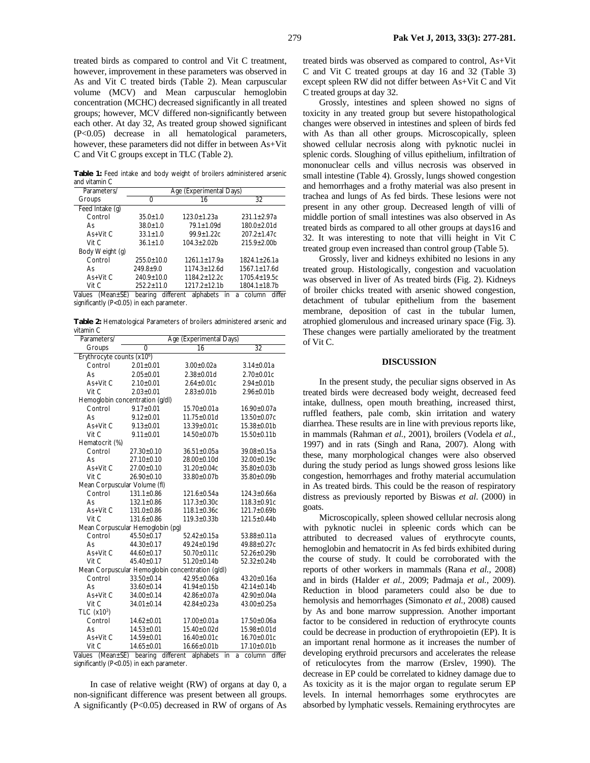treated birds as compared to control and Vit C treatment, however, improvement in these parameters was observed in As and Vit C treated birds (Table 2). Mean carpuscular volume (MCV) and Mean carpuscular hemoglobin concentration (MCHC) decreased significantly in all treated groups; however, MCV differed non-significantly between each other. At day 32, As treated group showed significant ($P<0.05$) decrease in all hematological parameters, however, these parameters did not differ in between As+Vit C and Vit C groups except in TLC (Table 2).

**Table 1:** Feed intake and body weight of broilers administered arsenic and vitamin C

| Parameters/ Groups | Age (Experimental Days) | | |
|---|---|---|---|
| | 0 | 16 | 32 |
| Feed Intake (g) | | | |
| Control | 35.0±1.0 | 123.0±1.23a | 231.1±2.97a |
| As | 38.0±1.0 | 79.1±1.09d | 180.0±2.01d |
| As+Vit C | 33.1±1.0 | 99.9±1.22c | 207.2±1.47c |
| Vit C | 36.1±1.0 | 104.3±2.02b | 215.9±2.00b |
| Body Weight (g) | | | |
| Control | 255.0±10.0 | 1261.1±17.9a | 1824.1±26.1a |
| As | 249.8±9.0 | 1174.3±12.6d | 1567.1±17.6d |
| As+Vit C | 240.9±10.0 | 1184.2±12.2c | 1705.4±19.5c |
| Vit C | 252.2±11.0 | 1217.2±12.1b | 1804.1±18.7b |

Values (Mean±SE) bearing different alphabets in a column differ significantly ($P<0.05$) in each parameter.

**Table 2:** Hematological Parameters of broilers administered arsenic and vitamin C

| Parameters/ Groups | Age (Experimental Days) | | |
|---|---|---|---|
| | 0 | 16 | 32 |
| Erythrocyte counts ($x10^6$) | | | |
| Control | 2.01±0.01 | 3.00±0.02a | 3.14±0.01a |
| As | 2.05±0.01 | 2.38±0.01d | 2.70±0.01c |
| As+Vit C | 2.10±0.01 | 2.64±0.01c | 2.94±0.01b |
| Vit C | 2.03±0.01 | 2.83±0.01b | 2.96±0.01b |
| Hemoglobin concentration (g/dl) | | | |
| Control | 9.17±0.01 | 15.70±0.01a | 16.90±0.07a |
| As | 9.12±0.01 | 11.75±0.01d | 13.50±0.07c |
| As+Vit C | 9.13±0.01 | 13.39±0.01c | 15.38±0.01b |
| Vit C | 9.11±0.01 | 14.50±0.07b | 15.50±0.11b |
| Hematocrit (%) | | | |
| Control | 27.30±0.10 | 36.51±0.05a | 39.08±0.15a |
| As | 27.10±0.10 | 28.00±0.10d | 32.00±0.19c |
| As+Vit C | 27.00±0.10 | 31.20±0.04c | 35.80±0.03b |
| Vit C | 26.90±0.10 | 33.80±0.07b | 35.80±0.09b |
| Mean Corpuscular Volume (fl) | | | |
| Control | 131.1±0.86 | 121.6±0.54a | 124.3±0.66a |
| As | 132.1±0.86 | 117.3±0.30c | 118.3±0.91c |
| As+Vit C | 131.0±0.86 | 118.1±0.36c | 121.7±0.69b |
| Vit C | 131.6±0.86 | 119.3±0.33b | 121.5±0.44b |
| Mean Corpuscular Hemoglobin (pg) | | | |
| Control | 45.50±0.17 | 52.42±0.15a | 53.88±0.11a |
| As | 44.30±0.17 | 49.24±0.19d | 49.88±0.27c |
| As+Vit C | 44.60±0.17 | 50.70±0.11c | 52.26±0.29b |
| Vit C | 45.40±0.17 | 51.20±0.14b | 52.32±0.24b |
| Mean Corpuscular Hemoglobin concentration (g/dl) | | | |
| Control | 33.50±0.14 | 42.95±0.06a | 43.20±0.16a |
| As | 33.60±0.14 | 41.94±0.15b | 42.14±0.14b |
| As+Vit C | 34.00±0.14 | 42.86±0.07a | 42.90±0.04a |
| Vit C | 34.01±0.14 | 42.84±0.23a | 43.00±0.25a |
| TLC ($x10^3$) | | | |
| Control | 14.62±0.01 | 17.00±0.01a | 17.50±0.06a |
| As | 14.53±0.01 | 15.40±0.02d | 15.98±0.01d |
| As+Vit C | 14.59±0.01 | 16.40±0.01c | 16.70±0.01c |
| Vit C | 14.65±0.01 | 16.66±0.01b | 17.10±0.01b |

Values (Mean±SE) bearing different alphabets in a column differ significantly ($P<0.05$) in each parameter.

In case of relative weight (RW) of organs at day 0, a non-significant difference was present between all groups. A significantly ($P<0.05$) decreased in RW of organs of As treated birds was observed as compared to control, As+Vit C and Vit C treated groups at day 16 and 32 (Table 3) except spleen RW did not differ between As+Vit C and Vit C treated groups at day 32.

Grossly, intestines and spleen showed no signs of toxicity in any treated group but severe histopathological changes were observed in intestines and spleen of birds fed with As than all other groups. Microscopically, spleen showed cellular necrosis along with pyknotic nuclei in splenic cords. Sloughing of villus epithelium, infiltration of mononuclear cells and villus necrosis was observed in small intestine (Table 4). Grossly, lungs showed congestion and hemorrhages and a frothy material was also present in trachea and lungs of As fed birds. These lesions were not present in any other group. Decreased length of villi of middle portion of small intestines was also observed in As treated birds as compared to all other groups at days16 and 32. It was interesting to note that villi height in Vit C treated group even increased than control group (Table 5).

Grossly, liver and kidneys exhibited no lesions in any treated group. Histologically, congestion and vacuolation was observed in liver of As treated birds (Fig. 2). Kidneys of broiler chicks treated with arsenic showed congestion, detachment of tubular epithelium from the basement membrane, deposition of cast in the tubular lumen, atrophied glomerulous and increased urinary space (Fig. 3). These changes were partially ameliorated by the treatment of Vit C.

## DISCUSSION

In the present study, the peculiar signs observed in As treated birds were decreased body weight, decreased feed intake, dullness, open mouth breathing, increased thirst, ruffled feathers, pale comb, skin irritation and watery diarrhea. These results are in line with previous reports like, in mammals (Rahman *et al.,* 2001), broilers (Vodela *et al.,* 1997) and in rats (Singh and Rana, 2007). Along with these, many morphological changes were also observed during the study period as lungs showed gross lesions like congestion, hemorrhages and frothy material accumulation in As treated birds. This could be the reason of respiratory distress as previously reported by Biswas *et al*. (2000) in goats.

Microscopically, spleen showed cellular necrosis along with pyknotic nuclei in spleenic cords which can be attributed to decreased values of erythrocyte counts, hemoglobin and hematocrit in As fed birds exhibited during the course of study. It could be corroborated with the reports of other workers in mammals (Rana *et al.,* 2008) and in birds (Halder *et al.,* 2009; Padmaja *et al.,* 2009). Reduction in blood parameters could also be due to hemolysis and hemorrhages (Simonato *et al.,* 2008) caused by As and bone marrow suppression. Another important factor to be considered in reduction of erythrocyte counts could be decrease in production of erythropoietin (EP). It is an important renal hormone as it increases the number of developing erythroid precursors and accelerates the release of reticulocytes from the marrow (Erslev, 1990). The decrease in EP could be correlated to kidney damage due to As toxicity as it is the major organ to regulate serum EP levels. In internal hemorrhages some erythrocytes are absorbed by lymphatic vessels. Remaining erythrocytes are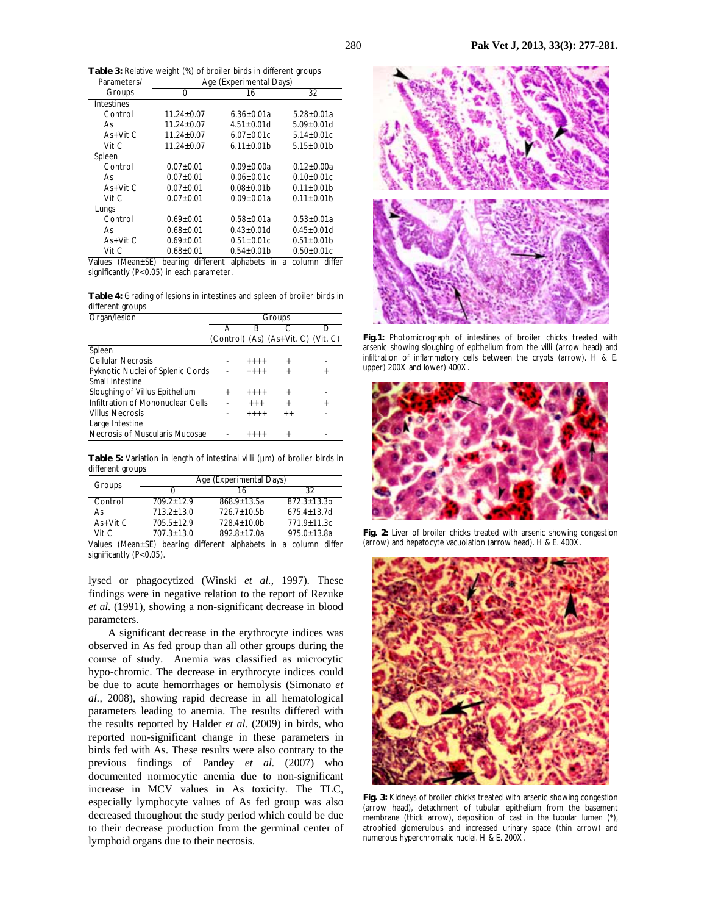**Table 3:** Relative weight (%) of broiler birds in different groups

| Parameters/ Groups | Age (Experimental Days) | | |
|---|---|---|---|
| | 0 | 16 | 32 |
| Intestines | | | |
| Control | 11.24±0.07 | 6.36±0.01a | 5.28±0.01a |
| As | 11.24±0.07 | 4.51±0.01d | 5.09±0.01d |
| As+Vit C | 11.24±0.07 | 6.07±0.01c | 5.14±0.01c |
| Vit C | 11.24±0.07 | 6.11±0.01b | 5.15±0.01b |
| Spleen | | | |
| Control | 0.07±0.01 | 0.09±0.00a | 0.12±0.00a |
| As | 0.07±0.01 | 0.06±0.01c | 0.10±0.01c |
| As+Vit C | 0.07±0.01 | 0.08±0.01b | 0.11±0.01b |
| Vit C | 0.07±0.01 | 0.09±0.01a | 0.11±0.01b |
| Lungs | | | |
| Control | 0.69±0.01 | 0.58±0.01a | 0.53±0.01a |
| As | 0.68±0.01 | 0.43±0.01d | 0.45±0.01d |
| As+Vit C | 0.69±0.01 | 0.51±0.01c | 0.51±0.01b |
| Vit C | 0.68±0.01 | 0.54±0.01b | 0.50±0.01c |

Values (Mean±SE) bearing different alphabets in a column differ significantly (P<0.05) in each parameter.

**Table 4:** Grading of lesions in intestines and spleen of broiler birds in different groups

| Organ/lesion | Groups | | | |
|---|---|---|---|---|
| | A (Control) | B (As) | C (As+Vit. C) | D (Vit. C) |
| Spleen | | | | |
| Cellular Necrosis | - | ++++ | + | - |
| Pyknotic Nuclei of Splenic Cords | - | ++++ | + | + |
| Small Intestine | | | | |
| Sloughing of Villus Epithelium | + | ++++ | + | - |
| Infiltration of Mononuclear Cells | - | +++ | + | + |
| Villus Necrosis | - | ++++ | ++ | - |
| Large Intestine | | | | |
| Necrosis of Muscularis Mucosae | - | ++++ | + | - |

**Table 5:** Variation in length of intestinal villi (µm) of broiler birds in different groups

| Groups | Age (Experimental Days) | | |
|---|---|---|---|
| | 0 | 16 | 32 |
| Control | 709.2±12.9 | 868.9±13.5a | 872.3±13.3b |
| As | 713.2±13.0 | 726.7±10.5b | 675.4±13.7d |
| As+Vit C | 705.5±12.9 | 728.4±10.0b | 771.9±11.3c |
| Vit C | 707.3±13.0 | 892.8±17.0a | 975.0±13.8a |

Values (Mean±SE) bearing different alphabets in a column differ significantly (P<0.05).

lysed or phagocytized (Winski *et al.,* 1997). These findings were in negative relation to the report of Rezuke *et al.* (1991), showing a non-significant decrease in blood parameters.

A significant decrease in the erythrocyte indices was observed in As fed group than all other groups during the course of study. Anemia was classified as microcytic hypo-chromic. The decrease in erythrocyte indices could be due to acute hemorrhages or hemolysis (Simonato *et al.,* 2008), showing rapid decrease in all hematological parameters leading to anemia. The results differed with the results reported by Halder *et al.* (2009) in birds, who reported non-significant change in these parameters in birds fed with As. These results were also contrary to the previous findings of Pandey *et al.* (2007) who documented normocytic anemia due to non-significant increase in MCV values in As toxicity. The TLC, especially lymphocyte values of As fed group was also decreased throughout the study period which could be due to their decrease production from the germinal center of lymphoid organs due to their necrosis.

**Fig.1:** Photomicrograph of intestines of broiler chicks treated with arsenic showing sloughing of epithelium from the villi (arrow head) and infiltration of inflammatory cells between the crypts (arrow). H & E. upper) 200X and lower) 400X.

**Fig. 2:** Liver of broiler chicks treated with arsenic showing congestion (arrow) and hepatocyte vacuolation (arrow head). H & E. 400X.

**Fig. 3:** Kidneys of broiler chicks treated with arsenic showing congestion (arrow head), detachment of tubular epithelium from the basement membrane (thick arrow), deposition of cast in the tubular lumen (*), atrophied glomerulous and increased urinary space (thin arrow) and numerous hyperchromatic nuclei. H & E. 200X.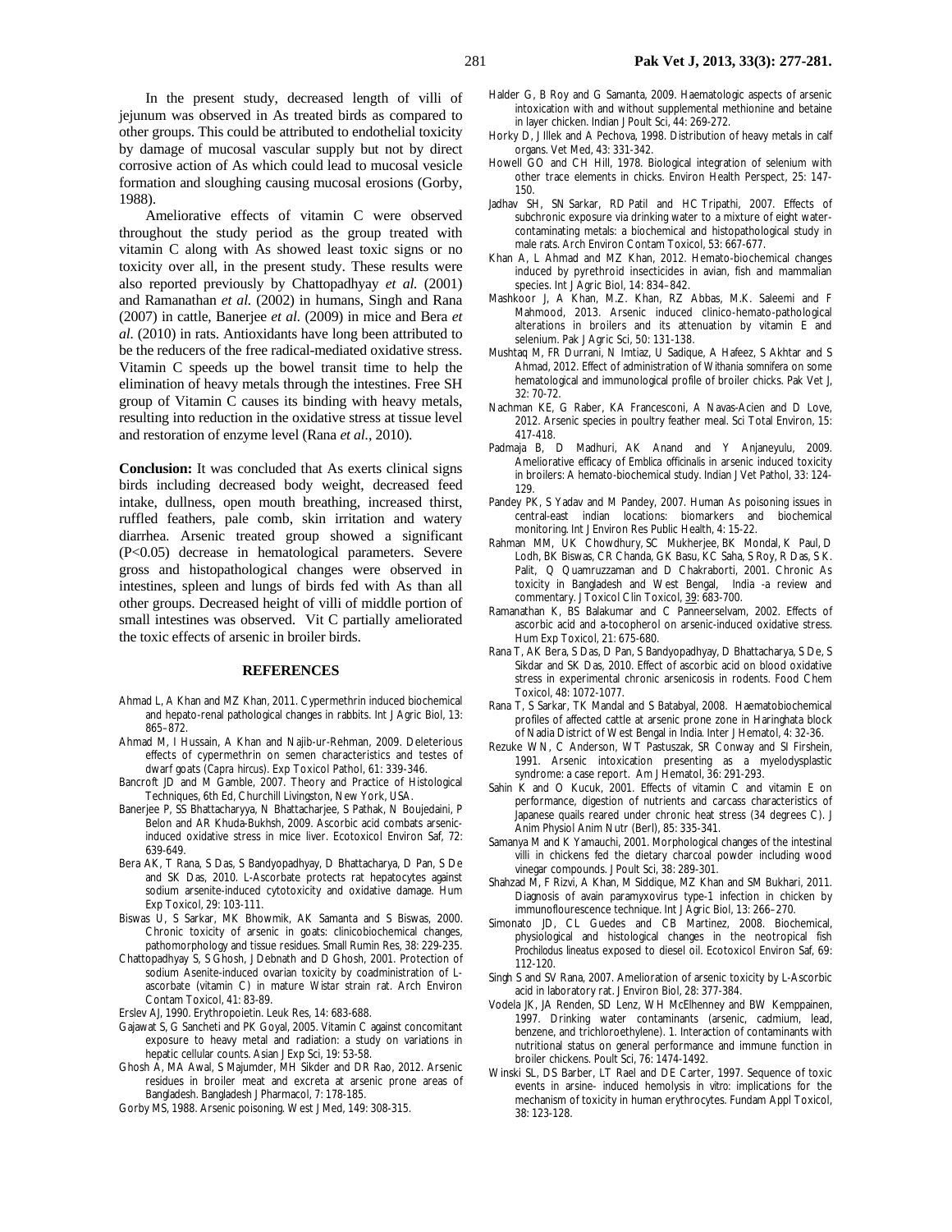In the present study, decreased length of villi of jejunum was observed in As treated birds as compared to other groups. This could be attributed to endothelial toxicity by damage of mucosal vascular supply but not by direct corrosive action of As which could lead to mucosal vesicle formation and sloughing causing mucosal erosions (Gorby, 1988).

Ameliorative effects of vitamin C were observed throughout the study period as the group treated with vitamin C along with As showed least toxic signs or no toxicity over all, in the present study. These results were also reported previously by Chattopadhyay *et al.* (2001) and Ramanathan *et al.* (2002) in humans, Singh and Rana (2007) in cattle, Banerjee *et al.* (2009) in mice and Bera *et al.* (2010) in rats. Antioxidants have long been attributed to be the reducers of the free radical-mediated oxidative stress. Vitamin C speeds up the bowel transit time to help the elimination of heavy metals through the intestines. Free SH group of Vitamin C causes its binding with heavy metals, resulting into reduction in the oxidative stress at tissue level and restoration of enzyme level (Rana *et al.*, 2010).

**Conclusion:** It was concluded that As exerts clinical signs birds including decreased body weight, decreased feed intake, dullness, open mouth breathing, increased thirst, ruffled feathers, pale comb, skin irritation and watery diarrhea. Arsenic treated group showed a significant ($P<0.05$) decrease in hematological parameters. Severe gross and histopathological changes were observed in intestines, spleen and lungs of birds fed with As than all other groups. Decreased height of villi of middle portion of small intestines was observed. Vit C partially ameliorated the toxic effects of arsenic in broiler birds.

## REFERENCES

Ahmad L, A Khan and MZ Khan, 2011. Cypermethrin induced biochemical and hepato-renal pathological changes in rabbits. Int J Agric Biol, 13: 865–872.

Ahmad M, I Hussain, A Khan and Najib-ur-Rehman, 2009. Deleterious effects of cypermethrin on semen characteristics and testes of dwarf goats (*Capra hircus*). Exp Toxicol Pathol, 61: 339-346.

Bancroft JD and M Gamble, 2007. Theory and Practice of Histological Techniques, 6th Ed, Churchill Livingston, New York, USA.

Banerjee P, SS Bhattacharyya, N Bhattacharjee, S Pathak, N Boujedaini, P Belon and AR Khuda-Bukhsh, 2009. Ascorbic acid combats arsenic-induced oxidative stress in mice liver. Ecotoxicol Environ Saf, 72: 639-649.

Bera AK, T Rana, S Das, S Bandyopadhyay, D Bhattacharya, D Pan, S De and SK Das, 2010. L-Ascorbate protects rat hepatocytes against sodium arsenite-induced cytotoxicity and oxidative damage. Hum Exp Toxicol, 29: 103-111.

Biswas U, S Sarkar, MK Bhowmik, AK Samanta and S Biswas, 2000. Chronic toxicity of arsenic in goats: clinicobiochemical changes, pathomorphology and tissue residues. Small Rumin Res, 38: 229-235.

Chattopadhyay S, S Ghosh, J Debnath and D Ghosh, 2001. Protection of sodium Asenite-induced ovarian toxicity by coadministration of L-ascorbate (vitamin C) in mature Wistar strain rat. Arch Environ Contam Toxicol, 41: 83-89.

Erslev AJ, 1990. Erythropoietin. Leuk Res, 14: 683-688.

Gajawat S, G Sancheti and PK Goyal, 2005. Vitamin C against concomitant exposure to heavy metal and radiation: a study on variations in hepatic cellular counts. Asian J Exp Sci, 19: 53-58.

Ghosh A, MA Awal, S Majumder, MH Sikder and DR Rao, 2012. Arsenic residues in broiler meat and excreta at arsenic prone areas of Bangladesh. Bangladesh J Pharmacol, 7: 178-185.

Gorby MS, 1988. Arsenic poisoning. West J Med, 149: 308-315.

Halder G, B Roy and G Samanta, 2009. Haematologic aspects of arsenic intoxication with and without supplemental methionine and betaine in layer chicken. Indian J Poult Sci, 44: 269-272.

Horky D, J Illek and A Pechova, 1998. Distribution of heavy metals in calf organs. Vet Med, 43: 331-342.

Howell GO and CH Hill, 1978. Biological integration of selenium with other trace elements in chicks. Environ Health Perspect, 25: 147-150.

Jadhav SH, SN Sarkar, RD Patil and HC Tripathi, 2007. Effects of subchronic exposure via drinking water to a mixture of eight water-contaminating metals: a biochemical and histopathological study in male rats. Arch Environ Contam Toxicol, 53: 667-677.

Khan A, L Ahmad and MZ Khan, 2012. Hemato-biochemical changes induced by pyrethroid insecticides in avian, fish and mammalian species. Int J Agric Biol, 14: 834–842.

Mashkoor J, A Khan, M.Z. Khan, RZ Abbas, M.K. Saleemi and F Mahmood, 2013. Arsenic induced clinico-hemato-pathological alterations in broilers and its attenuation by vitamin E and selenium. Pak J Agric Sci, 50: 131-138.

Mushtaq M, FR Durrani, N Imtiaz, U Sadique, A Hafeez, S Akhtar and S Ahmad, 2012. Effect of administration of *Withania somnifera* on some hematological and immunological profile of broiler chicks. Pak Vet J, 32: 70-72.

Nachman KE, G Raber, KA Francesconi, A Navas-Acien and D Love, 2012. Arsenic species in poultry feather meal. Sci Total Environ, 15: 417-418.

Padmaja B, D Madhuri, AK Anand and Y Anjaneyulu, 2009. Ameliorative efficacy of *Emblica officinalis* in arsenic induced toxicity in broilers: A hemato-biochemical study. Indian J Vet Pathol, 33: 124-129.

Pandey PK, S Yadav and M Pandey, 2007. Human As poisoning issues in central-east indian locations: biomarkers and biochemical monitoring. Int J Environ Res Public Health, 4: 15-22.

Rahman MM, UK Chowdhury, SC Mukherjee, BK Mondal, K Paul, D Lodh, BK Biswas, CR Chanda, GK Basu, KC Saha, S Roy, R Das, S.K. Palit, Q Quamruzzaman and D Chakraborti, 2001. Chronic As toxicity in Bangladesh and West Bengal, India -a review and commentary. J Toxicol Clin Toxicol, 39: 683-700.

Ramanathan K, BS Balakumar and C Panneerselvam, 2002. Effects of ascorbic acid and a-tocopherol on arsenic-induced oxidative stress. Hum Exp Toxicol, 21: 675-680.

Rana T, AK Bera, S Das, D Pan, S Bandyopadhyay, D Bhattacharya, S De, S Sikdar and SK Das, 2010. Effect of ascorbic acid on blood oxidative stress in experimental chronic arsenicosis in rodents. Food Chem Toxicol, 48: 1072-1077.

Rana T, S Sarkar, TK Mandal and S Batabyal, 2008. Haematobiochemical profiles of affected cattle at arsenic prone zone in Haringhata block of Nadia District of West Bengal in India. Inter J Hematol, 4: 32-36.

Rezuke WN, C Anderson, WT Pastuszak, SR Conway and SI Firshein, 1991. Arsenic intoxication presenting as a myelodysplastic syndrome: a case report. Am J Hematol, 36: 291-293.

Sahin K and O Kucuk, 2001. Effects of vitamin C and vitamin E on performance, digestion of nutrients and carcass characteristics of Japanese quails reared under chronic heat stress (34 degrees C). J Anim Physiol Anim Nutr (Berl), 85: 335-341.

Samanya M and K Yamauchi, 2001. Morphological changes of the intestinal villi in chickens fed the dietary charcoal powder including wood vinegar compounds. J Poult Sci, 38: 289-301.

Shahzad M, F Rizvi, A Khan, M Siddique, MZ Khan and SM Bukhari, 2011. Diagnosis of avain paramyxovirus type-1 infection in chicken by immunoflourescence technique. Int J Agric Biol, 13: 266–270.

Simonato JD, CL Guedes and CB Martinez, 2008. Biochemical, physiological and histological changes in the neotropical fish *Prochilodus lineatus* exposed to diesel oil. Ecotoxicol Environ Saf, 69: 112-120.

Singh S and SV Rana, 2007. Amelioration of arsenic toxicity by L-Ascorbic acid in laboratory rat. J Environ Biol, 28: 377-384.

Vodela JK, JA Renden, SD Lenz, WH McElhenney and BW Kemppainen, 1997. Drinking water contaminants (arsenic, cadmium, lead, benzene, and trichloroethylene). 1. Interaction of contaminants with nutritional status on general performance and immune function in broiler chickens. Poult Sci, 76: 1474-1492.

Winski SL, DS Barber, LT Rael and DE Carter, 1997. Sequence of toxic events in arsine- induced hemolysis in vitro: implications for the mechanism of toxicity in human erythrocytes. Fundam Appl Toxicol, 38: 123-128.